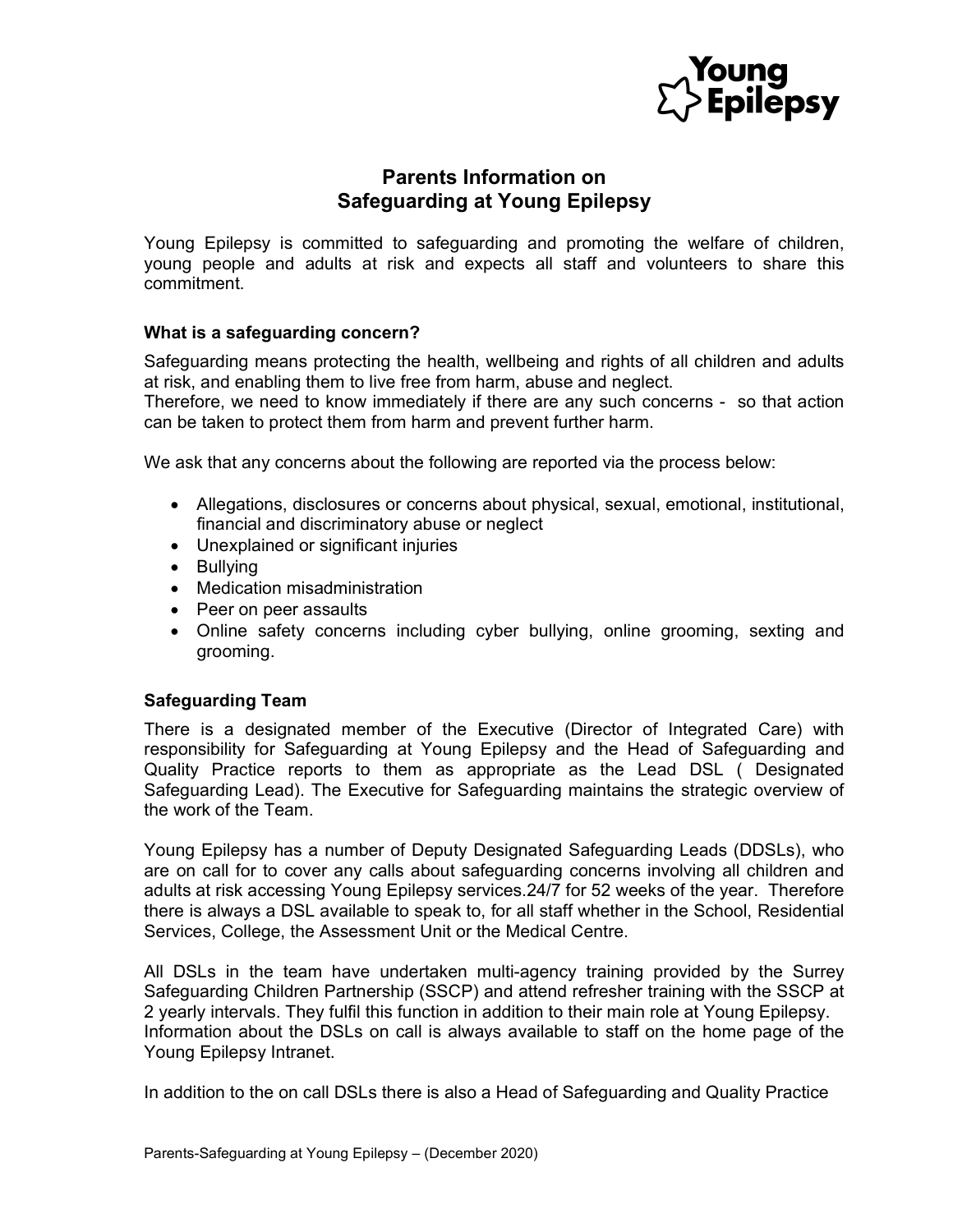# Parents Information on Safeguarding at Young Epilepsy

Young Epilepsy is committed to safeguarding and promoting the welfare of children, young people and adults at risk and expects all staff and volunteers to share this commitment.

### What is a safeguarding concern?

Safeguarding means protecting the health, wellbeing and rights of all children and adults at risk, and enabling them to live free from harm, abuse and neglect.
Therefore, we need to know immediately if there are any such concerns - so that action can be taken to protect them from harm and prevent further harm.

We ask that any concerns about the following are reported via the process below:

- Allegations, disclosures or concerns about physical, sexual, emotional, institutional, financial and discriminatory abuse or neglect
- Unexplained or significant injuries
- Bullying
- Medication misadministration
- Peer on peer assaults
- Online safety concerns including cyber bullying, online grooming, sexting and grooming.

### Safeguarding Team

There is a designated member of the Executive (Director of Integrated Care) with responsibility for Safeguarding at Young Epilepsy and the Head of Safeguarding and Quality Practice reports to them as appropriate as the Lead DSL ( Designated Safeguarding Lead). The Executive for Safeguarding maintains the strategic overview of the work of the Team.

Young Epilepsy has a number of Deputy Designated Safeguarding Leads (DDSLs), who are on call for to cover any calls about safeguarding concerns involving all children and adults at risk accessing Young Epilepsy services.24/7 for 52 weeks of the year. Therefore there is always a DSL available to speak to, for all staff whether in the School, Residential Services, College, the Assessment Unit or the Medical Centre.

All DSLs in the team have undertaken multi-agency training provided by the Surrey Safeguarding Children Partnership (SSCP) and attend refresher training with the SSCP at 2 yearly intervals. They fulfil this function in addition to their main role at Young Epilepsy.
Information about the DSLs on call is always available to staff on the home page of the Young Epilepsy Intranet.

In addition to the on call DSLs there is also a Head of Safeguarding and Quality Practice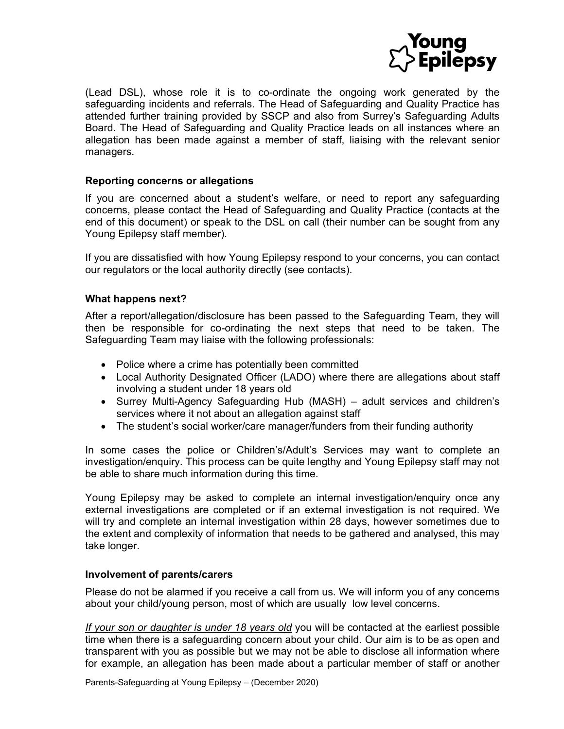(Lead DSL), whose role it is to co-ordinate the ongoing work generated by the safeguarding incidents and referrals. The Head of Safeguarding and Quality Practice has attended further training provided by SSCP and also from Surrey's Safeguarding Adults Board. The Head of Safeguarding and Quality Practice leads on all instances where an allegation has been made against a member of staff, liaising with the relevant senior managers.

### Reporting concerns or allegations

If you are concerned about a student's welfare, or need to report any safeguarding concerns, please contact the Head of Safeguarding and Quality Practice (contacts at the end of this document) or speak to the DSL on call (their number can be sought from any Young Epilepsy staff member).

If you are dissatisfied with how Young Epilepsy respond to your concerns, you can contact our regulators or the local authority directly (see contacts).

### What happens next?

After a report/allegation/disclosure has been passed to the Safeguarding Team, they will then be responsible for co-ordinating the next steps that need to be taken. The Safeguarding Team may liaise with the following professionals:

- Police where a crime has potentially been committed
- Local Authority Designated Officer (LADO) where there are allegations about staff involving a student under 18 years old
- Surrey Multi-Agency Safeguarding Hub (MASH) – adult services and children's services where it not about an allegation against staff
- The student's social worker/care manager/funders from their funding authority

In some cases the police or Children's/Adult's Services may want to complete an investigation/enquiry. This process can be quite lengthy and Young Epilepsy staff may not be able to share much information during this time.

Young Epilepsy may be asked to complete an internal investigation/enquiry once any external investigations are completed or if an external investigation is not required. We will try and complete an internal investigation within 28 days, however sometimes due to the extent and complexity of information that needs to be gathered and analysed, this may take longer.

### Involvement of parents/carers

Please do not be alarmed if you receive a call from us. We will inform you of any concerns about your child/young person, most of which are usually low level concerns.

*If your son or daughter is under 18 years old* you will be contacted at the earliest possible time when there is a safeguarding concern about your child. Our aim is to be as open and transparent with you as possible but we may not be able to disclose all information where for example, an allegation has been made about a particular member of staff or another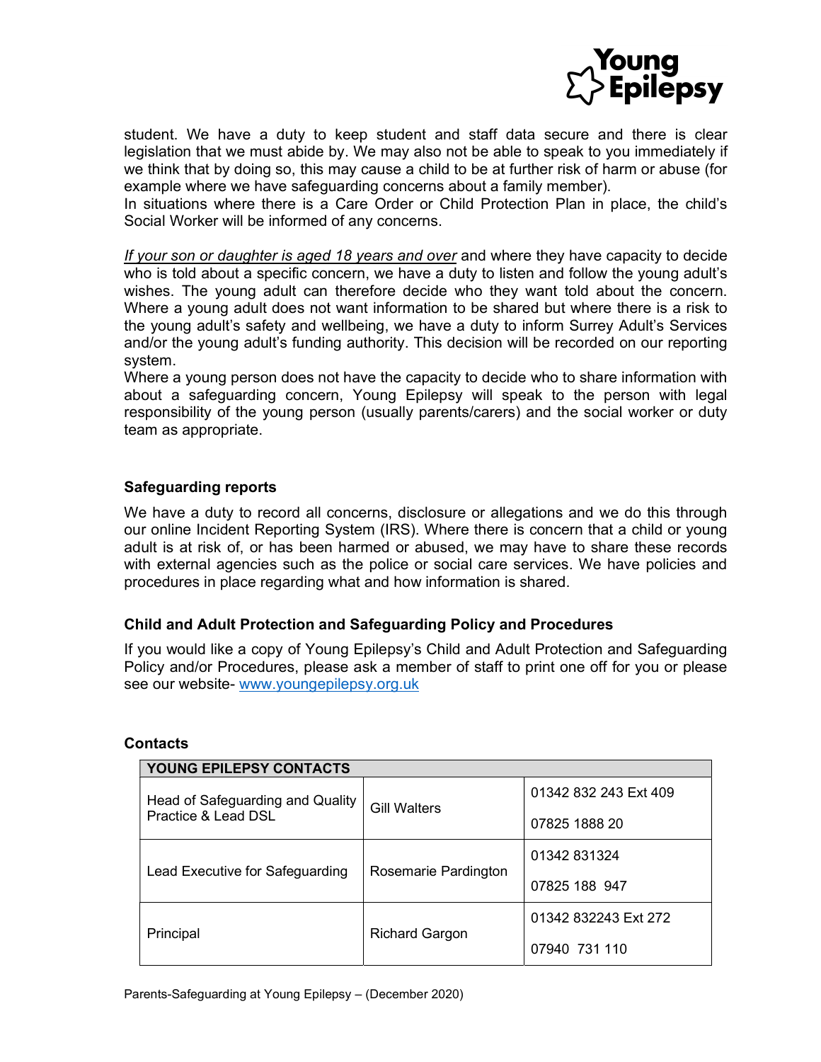student. We have a duty to keep student and staff data secure and there is clear legislation that we must abide by. We may also not be able to speak to you immediately if we think that by doing so, this may cause a child to be at further risk of harm or abuse (for example where we have safeguarding concerns about a family member).
In situations where there is a Care Order or Child Protection Plan in place, the child's Social Worker will be informed of any concerns.

*If your son or daughter is aged 18 years and over* and where they have capacity to decide who is told about a specific concern, we have a duty to listen and follow the young adult's wishes. The young adult can therefore decide who they want told about the concern. Where a young adult does not want information to be shared but where there is a risk to the young adult's safety and wellbeing, we have a duty to inform Surrey Adult's Services and/or the young adult's funding authority. This decision will be recorded on our reporting system.
Where a young person does not have the capacity to decide who to share information with about a safeguarding concern, Young Epilepsy will speak to the person with legal responsibility of the young person (usually parents/carers) and the social worker or duty team as appropriate.

### Safeguarding reports

We have a duty to record all concerns, disclosure or allegations and we do this through our online Incident Reporting System (IRS). Where there is concern that a child or young adult is at risk of, or has been harmed or abused, we may have to share these records with external agencies such as the police or social care services. We have policies and procedures in place regarding what and how information is shared.

### Child and Adult Protection and Safeguarding Policy and Procedures

If you would like a copy of Young Epilepsy's Child and Adult Protection and Safeguarding Policy and/or Procedures, please ask a member of staff to print one off for you or please see our website- www.youngepilepsy.org.uk

### Contacts

| YOUNG EPILEPSY CONTACTS | | |
|---|---|---|
| Head of Safeguarding and Quality Practice & Lead DSL | Gill Walters | 01342 832 243 Ext 409<br>07825 1888 20 |
| Lead Executive for Safeguarding | Rosemarie Pardington | 01342 831324<br>07825 188 947 |
| Principal | Richard Gargon | 01342 832243 Ext 272<br>07940 731 110 |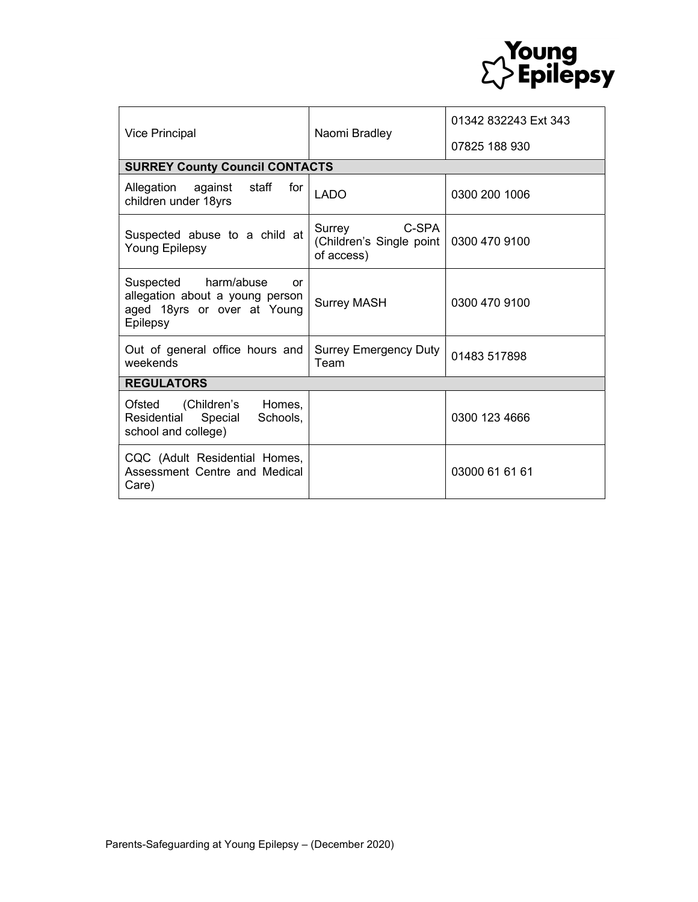| | | |
|---|---|---|
| Vice Principal | Naomi Bradley | 01342 832243 Ext 343<br>07825 188 930 |
| **SURREY County Council CONTACTS** | | |
| Allegation against staff for children under 18yrs | LADO | 0300 200 1006 |
| Suspected abuse to a child at Young Epilepsy | Surrey C-SPA (Children's Single point of access) | 0300 470 9100 |
| Suspected harm/abuse or allegation about a young person aged 18yrs or over at Young Epilepsy | Surrey MASH | 0300 470 9100 |
| Out of general office hours and weekends | Surrey Emergency Duty Team | 01483 517898 |
| **REGULATORS** | | |
| Ofsted (Children's Homes, Residential Special Schools, school and college) | | 0300 123 4666 |
| CQC (Adult Residential Homes, Assessment Centre and Medical Care) | | 03000 61 61 61 |